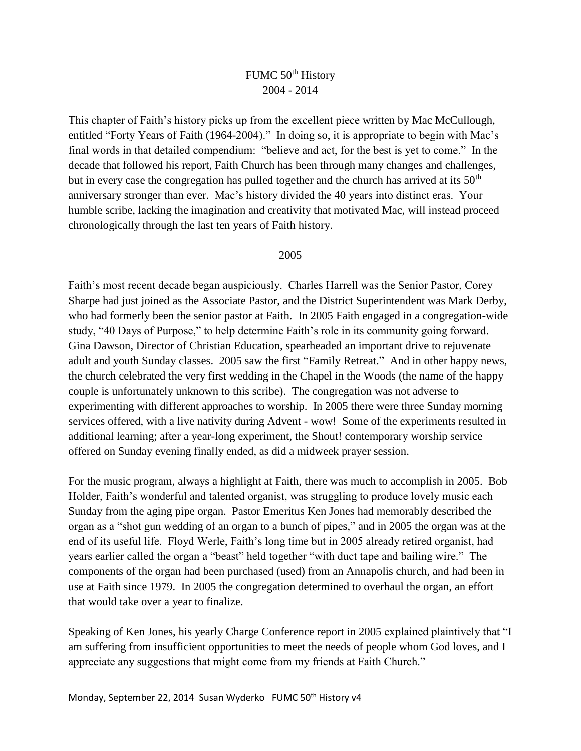# FUMC 50th History
## 2004 - 2014

This chapter of Faith's history picks up from the excellent piece written by Mac McCullough, entitled "Forty Years of Faith (1964-2004)." In doing so, it is appropriate to begin with Mac's final words in that detailed compendium: "believe and act, for the best is yet to come." In the decade that followed his report, Faith Church has been through many changes and challenges, but in every case the congregation has pulled together and the church has arrived at its 50th anniversary stronger than ever. Mac's history divided the 40 years into distinct eras. Your humble scribe, lacking the imagination and creativity that motivated Mac, will instead proceed chronologically through the last ten years of Faith history.

### 2005

Faith's most recent decade began auspiciously. Charles Harrell was the Senior Pastor, Corey Sharpe had just joined as the Associate Pastor, and the District Superintendent was Mark Derby, who had formerly been the senior pastor at Faith. In 2005 Faith engaged in a congregation-wide study, "40 Days of Purpose," to help determine Faith's role in its community going forward. Gina Dawson, Director of Christian Education, spearheaded an important drive to rejuvenate adult and youth Sunday classes. 2005 saw the first "Family Retreat." And in other happy news, the church celebrated the very first wedding in the Chapel in the Woods (the name of the happy couple is unfortunately unknown to this scribe). The congregation was not adverse to experimenting with different approaches to worship. In 2005 there were three Sunday morning services offered, with a live nativity during Advent - wow! Some of the experiments resulted in additional learning; after a year-long experiment, the Shout! contemporary worship service offered on Sunday evening finally ended, as did a midweek prayer session.

For the music program, always a highlight at Faith, there was much to accomplish in 2005. Bob Holder, Faith's wonderful and talented organist, was struggling to produce lovely music each Sunday from the aging pipe organ. Pastor Emeritus Ken Jones had memorably described the organ as a "shot gun wedding of an organ to a bunch of pipes," and in 2005 the organ was at the end of its useful life. Floyd Werle, Faith's long time but in 2005 already retired organist, had years earlier called the organ a "beast" held together "with duct tape and bailing wire." The components of the organ had been purchased (used) from an Annapolis church, and had been in use at Faith since 1979. In 2005 the congregation determined to overhaul the organ, an effort that would take over a year to finalize.

Speaking of Ken Jones, his yearly Charge Conference report in 2005 explained plaintively that "I am suffering from insufficient opportunities to meet the needs of people whom God loves, and I appreciate any suggestions that might come from my friends at Faith Church."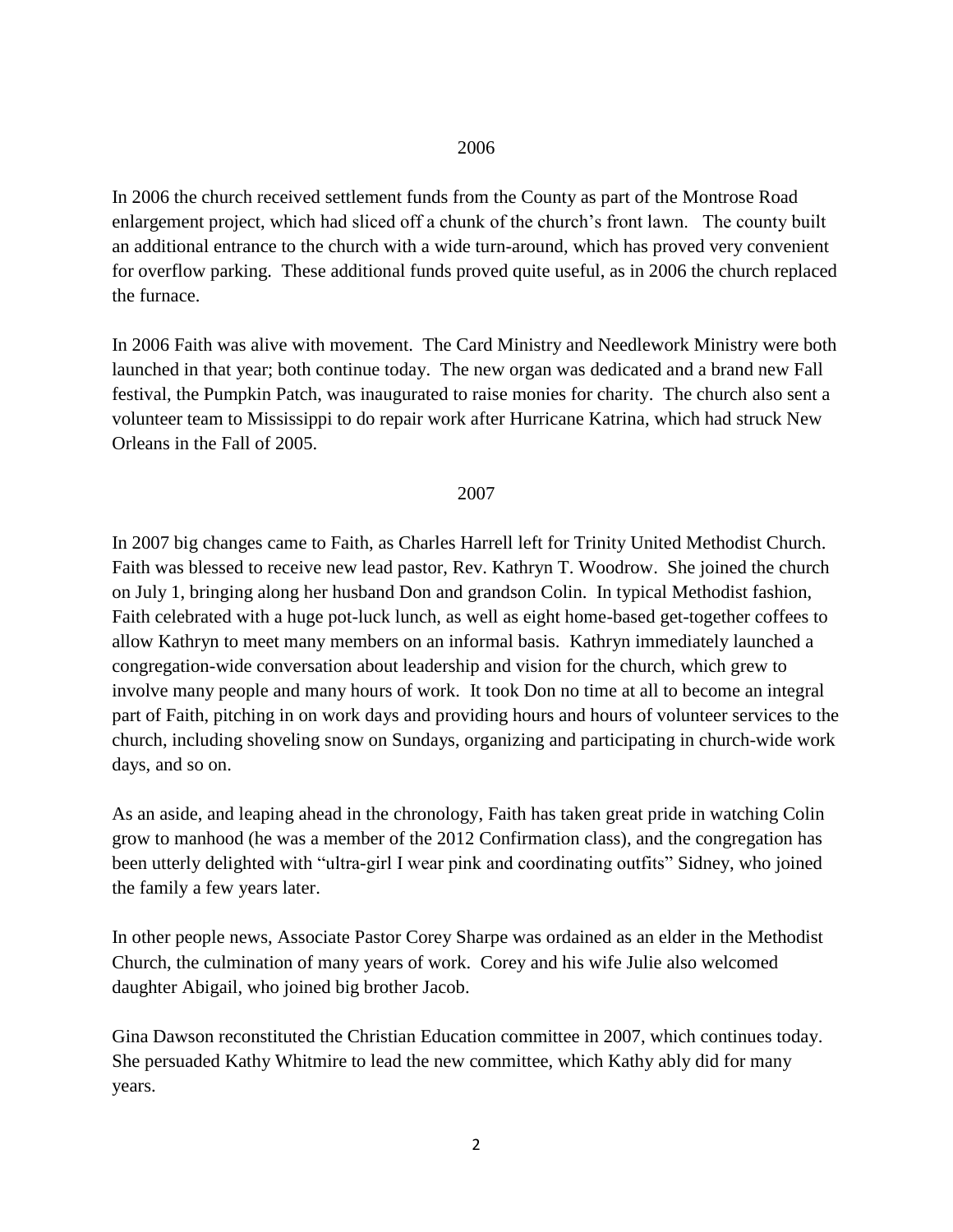## 2006

In 2006 the church received settlement funds from the County as part of the Montrose Road enlargement project, which had sliced off a chunk of the church's front lawn. The county built an additional entrance to the church with a wide turn-around, which has proved very convenient for overflow parking. These additional funds proved quite useful, as in 2006 the church replaced the furnace.

In 2006 Faith was alive with movement. The Card Ministry and Needlework Ministry were both launched in that year; both continue today. The new organ was dedicated and a brand new Fall festival, the Pumpkin Patch, was inaugurated to raise monies for charity. The church also sent a volunteer team to Mississippi to do repair work after Hurricane Katrina, which had struck New Orleans in the Fall of 2005.

## 2007

In 2007 big changes came to Faith, as Charles Harrell left for Trinity United Methodist Church. Faith was blessed to receive new lead pastor, Rev. Kathryn T. Woodrow. She joined the church on July 1, bringing along her husband Don and grandson Colin. In typical Methodist fashion, Faith celebrated with a huge pot-luck lunch, as well as eight home-based get-together coffees to allow Kathryn to meet many members on an informal basis. Kathryn immediately launched a congregation-wide conversation about leadership and vision for the church, which grew to involve many people and many hours of work. It took Don no time at all to become an integral part of Faith, pitching in on work days and providing hours and hours of volunteer services to the church, including shoveling snow on Sundays, organizing and participating in church-wide work days, and so on.

As an aside, and leaping ahead in the chronology, Faith has taken great pride in watching Colin grow to manhood (he was a member of the 2012 Confirmation class), and the congregation has been utterly delighted with "ultra-girl I wear pink and coordinating outfits" Sidney, who joined the family a few years later.

In other people news, Associate Pastor Corey Sharpe was ordained as an elder in the Methodist Church, the culmination of many years of work. Corey and his wife Julie also welcomed daughter Abigail, who joined big brother Jacob.

Gina Dawson reconstituted the Christian Education committee in 2007, which continues today. She persuaded Kathy Whitmire to lead the new committee, which Kathy ably did for many years.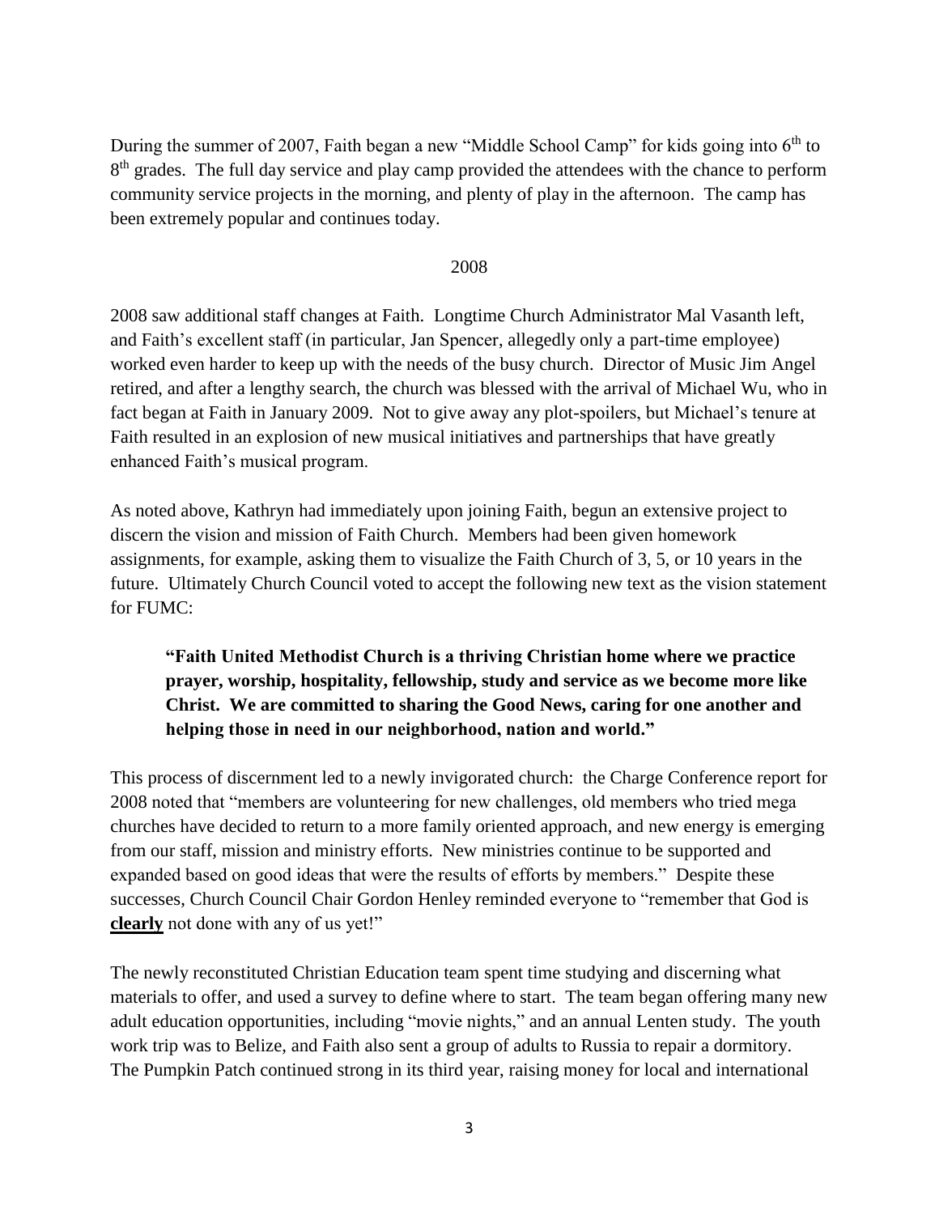During the summer of 2007, Faith began a new "Middle School Camp" for kids going into 6th to 8th grades. The full day service and play camp provided the attendees with the chance to perform community service projects in the morning, and plenty of play in the afternoon. The camp has been extremely popular and continues today.

## 2008

2008 saw additional staff changes at Faith. Longtime Church Administrator Mal Vasanth left, and Faith's excellent staff (in particular, Jan Spencer, allegedly only a part-time employee) worked even harder to keep up with the needs of the busy church. Director of Music Jim Angel retired, and after a lengthy search, the church was blessed with the arrival of Michael Wu, who in fact began at Faith in January 2009. Not to give away any plot-spoilers, but Michael's tenure at Faith resulted in an explosion of new musical initiatives and partnerships that have greatly enhanced Faith's musical program.

As noted above, Kathryn had immediately upon joining Faith, begun an extensive project to discern the vision and mission of Faith Church. Members had been given homework assignments, for example, asking them to visualize the Faith Church of 3, 5, or 10 years in the future. Ultimately Church Council voted to accept the following new text as the vision statement for FUMC:

> **"Faith United Methodist Church is a thriving Christian home where we practice prayer, worship, hospitality, fellowship, study and service as we become more like Christ. We are committed to sharing the Good News, caring for one another and helping those in need in our neighborhood, nation and world."**

This process of discernment led to a newly invigorated church: the Charge Conference report for 2008 noted that "members are volunteering for new challenges, old members who tried mega churches have decided to return to a more family oriented approach, and new energy is emerging from our staff, mission and ministry efforts. New ministries continue to be supported and expanded based on good ideas that were the results of efforts by members." Despite these successes, Church Council Chair Gordon Henley reminded everyone to "remember that God is **clearly** not done with any of us yet!"

The newly reconstituted Christian Education team spent time studying and discerning what materials to offer, and used a survey to define where to start. The team began offering many new adult education opportunities, including "movie nights," and an annual Lenten study. The youth work trip was to Belize, and Faith also sent a group of adults to Russia to repair a dormitory. The Pumpkin Patch continued strong in its third year, raising money for local and international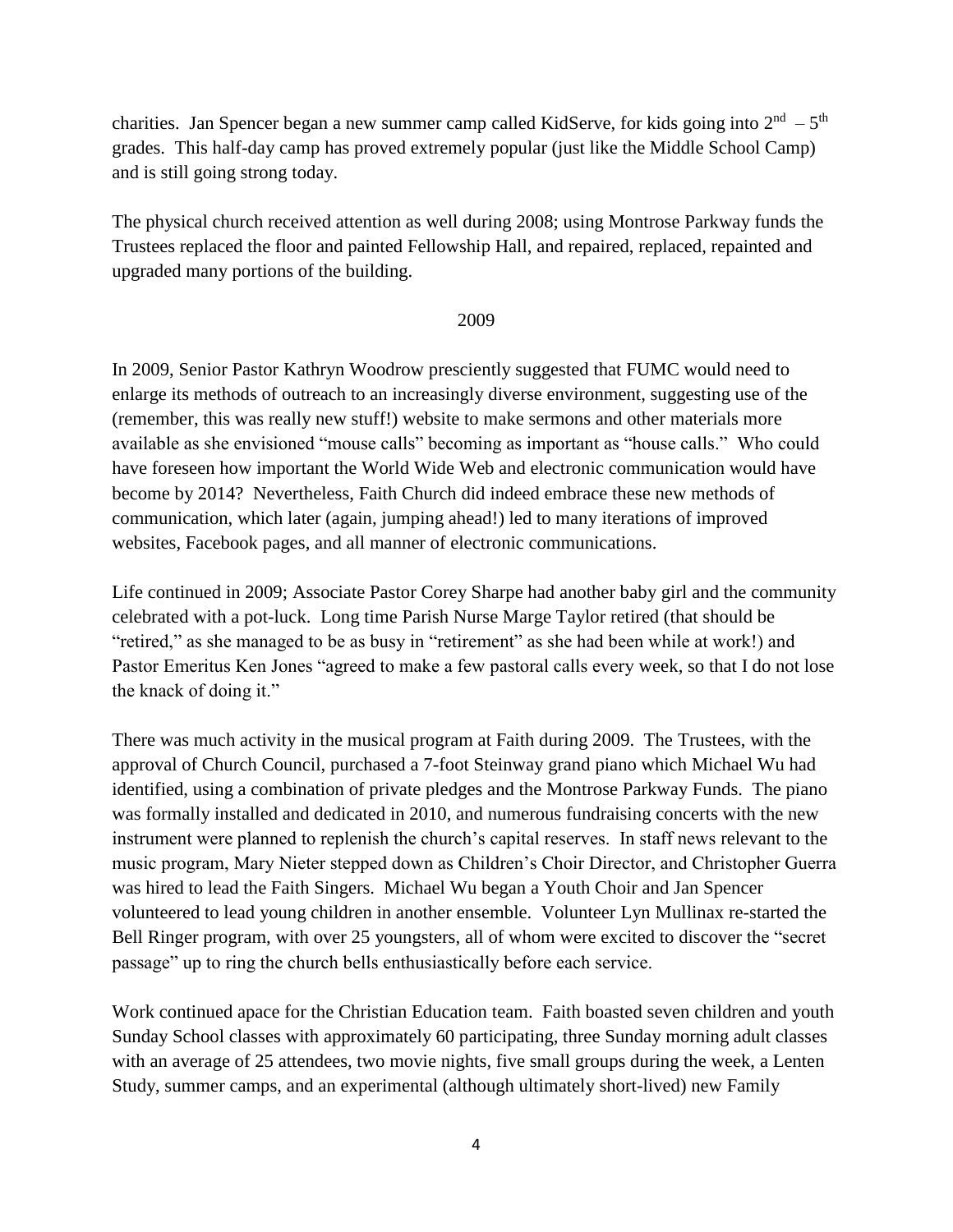charities. Jan Spencer began a new summer camp called KidServe, for kids going into 2nd – 5th grades. This half-day camp has proved extremely popular (just like the Middle School Camp) and is still going strong today.

The physical church received attention as well during 2008; using Montrose Parkway funds the Trustees replaced the floor and painted Fellowship Hall, and repaired, replaced, repainted and upgraded many portions of the building.

## 2009

In 2009, Senior Pastor Kathryn Woodrow presciently suggested that FUMC would need to enlarge its methods of outreach to an increasingly diverse environment, suggesting use of the (remember, this was really new stuff!) website to make sermons and other materials more available as she envisioned "mouse calls" becoming as important as "house calls." Who could have foreseen how important the World Wide Web and electronic communication would have become by 2014? Nevertheless, Faith Church did indeed embrace these new methods of communication, which later (again, jumping ahead!) led to many iterations of improved websites, Facebook pages, and all manner of electronic communications.

Life continued in 2009; Associate Pastor Corey Sharpe had another baby girl and the community celebrated with a pot-luck. Long time Parish Nurse Marge Taylor retired (that should be "retired," as she managed to be as busy in "retirement" as she had been while at work!) and Pastor Emeritus Ken Jones "agreed to make a few pastoral calls every week, so that I do not lose the knack of doing it."

There was much activity in the musical program at Faith during 2009. The Trustees, with the approval of Church Council, purchased a 7-foot Steinway grand piano which Michael Wu had identified, using a combination of private pledges and the Montrose Parkway Funds. The piano was formally installed and dedicated in 2010, and numerous fundraising concerts with the new instrument were planned to replenish the church's capital reserves. In staff news relevant to the music program, Mary Nieter stepped down as Children's Choir Director, and Christopher Guerra was hired to lead the Faith Singers. Michael Wu began a Youth Choir and Jan Spencer volunteered to lead young children in another ensemble. Volunteer Lyn Mullinax re-started the Bell Ringer program, with over 25 youngsters, all of whom were excited to discover the "secret passage" up to ring the church bells enthusiastically before each service.

Work continued apace for the Christian Education team. Faith boasted seven children and youth Sunday School classes with approximately 60 participating, three Sunday morning adult classes with an average of 25 attendees, two movie nights, five small groups during the week, a Lenten Study, summer camps, and an experimental (although ultimately short-lived) new Family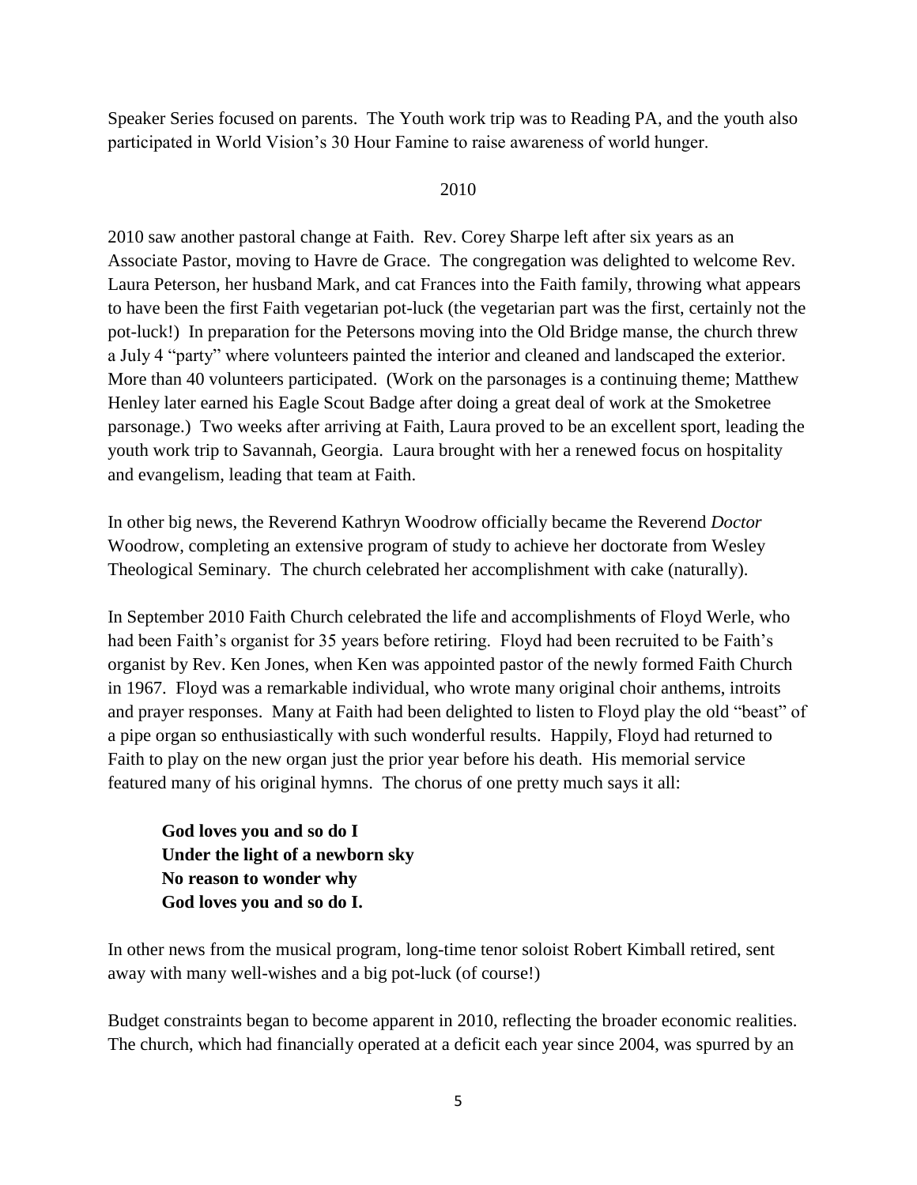Speaker Series focused on parents. The Youth work trip was to Reading PA, and the youth also participated in World Vision's 30 Hour Famine to raise awareness of world hunger.

## 2010

2010 saw another pastoral change at Faith. Rev. Corey Sharpe left after six years as an Associate Pastor, moving to Havre de Grace. The congregation was delighted to welcome Rev. Laura Peterson, her husband Mark, and cat Frances into the Faith family, throwing what appears to have been the first Faith vegetarian pot-luck (the vegetarian part was the first, certainly not the pot-luck!) In preparation for the Petersons moving into the Old Bridge manse, the church threw a July 4 "party" where volunteers painted the interior and cleaned and landscaped the exterior. More than 40 volunteers participated. (Work on the parsonages is a continuing theme; Matthew Henley later earned his Eagle Scout Badge after doing a great deal of work at the Smoketree parsonage.) Two weeks after arriving at Faith, Laura proved to be an excellent sport, leading the youth work trip to Savannah, Georgia. Laura brought with her a renewed focus on hospitality and evangelism, leading that team at Faith.

In other big news, the Reverend Kathryn Woodrow officially became the Reverend *Doctor* Woodrow, completing an extensive program of study to achieve her doctorate from Wesley Theological Seminary. The church celebrated her accomplishment with cake (naturally).

In September 2010 Faith Church celebrated the life and accomplishments of Floyd Werle, who had been Faith's organist for 35 years before retiring. Floyd had been recruited to be Faith's organist by Rev. Ken Jones, when Ken was appointed pastor of the newly formed Faith Church in 1967. Floyd was a remarkable individual, who wrote many original choir anthems, introits and prayer responses. Many at Faith had been delighted to listen to Floyd play the old "beast" of a pipe organ so enthusiastically with such wonderful results. Happily, Floyd had returned to Faith to play on the new organ just the prior year before his death. His memorial service featured many of his original hymns. The chorus of one pretty much says it all:

> **God loves you and so do I**
> **Under the light of a newborn sky**
> **No reason to wonder why**
> **God loves you and so do I.**

In other news from the musical program, long-time tenor soloist Robert Kimball retired, sent away with many well-wishes and a big pot-luck (of course!)

Budget constraints began to become apparent in 2010, reflecting the broader economic realities. The church, which had financially operated at a deficit each year since 2004, was spurred by an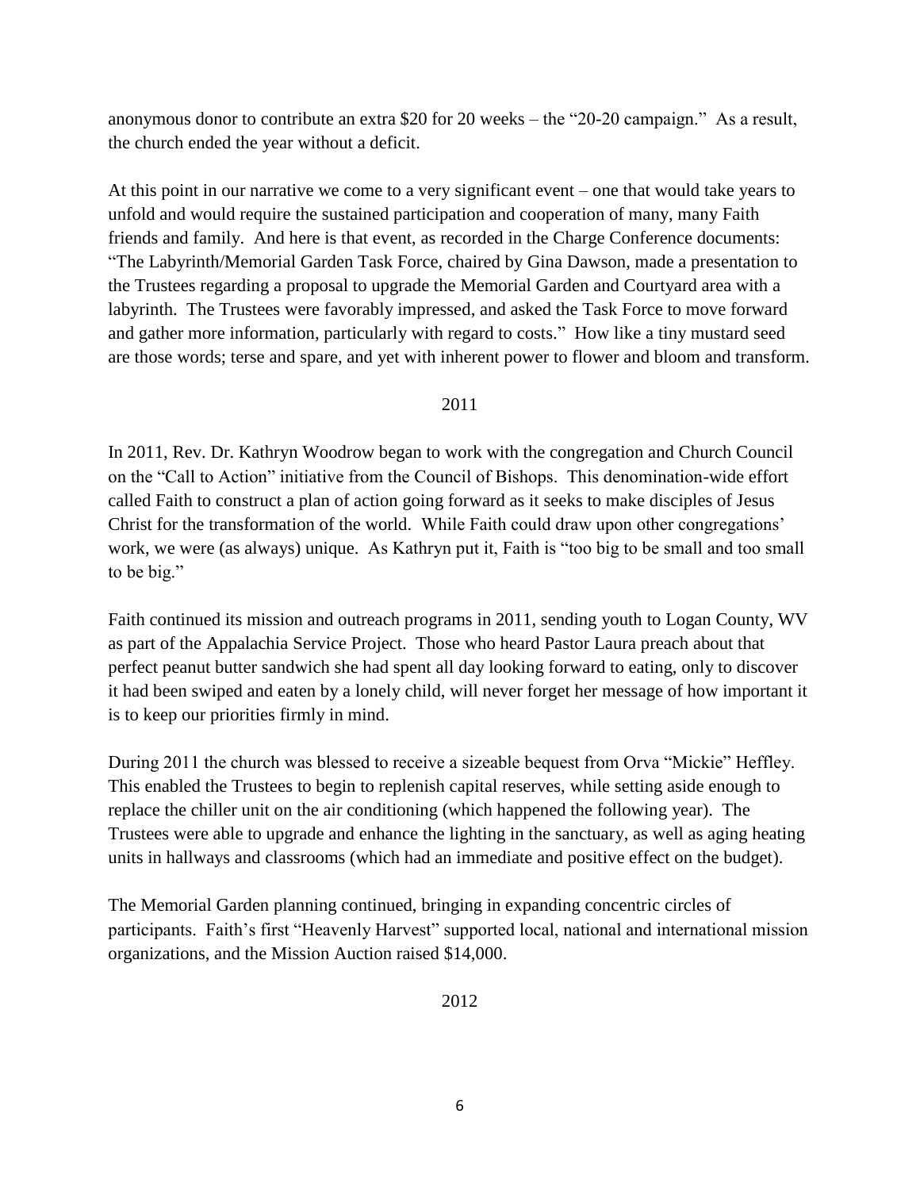anonymous donor to contribute an extra $20 for 20 weeks – the "20-20 campaign." As a result, the church ended the year without a deficit.

At this point in our narrative we come to a very significant event – one that would take years to unfold and would require the sustained participation and cooperation of many, many Faith friends and family. And here is that event, as recorded in the Charge Conference documents: "The Labyrinth/Memorial Garden Task Force, chaired by Gina Dawson, made a presentation to the Trustees regarding a proposal to upgrade the Memorial Garden and Courtyard area with a labyrinth. The Trustees were favorably impressed, and asked the Task Force to move forward and gather more information, particularly with regard to costs." How like a tiny mustard seed are those words; terse and spare, and yet with inherent power to flower and bloom and transform.

## 2011

In 2011, Rev. Dr. Kathryn Woodrow began to work with the congregation and Church Council on the "Call to Action" initiative from the Council of Bishops. This denomination-wide effort called Faith to construct a plan of action going forward as it seeks to make disciples of Jesus Christ for the transformation of the world. While Faith could draw upon other congregations' work, we were (as always) unique. As Kathryn put it, Faith is "too big to be small and too small to be big."

Faith continued its mission and outreach programs in 2011, sending youth to Logan County, WV as part of the Appalachia Service Project. Those who heard Pastor Laura preach about that perfect peanut butter sandwich she had spent all day looking forward to eating, only to discover it had been swiped and eaten by a lonely child, will never forget her message of how important it is to keep our priorities firmly in mind.

During 2011 the church was blessed to receive a sizeable bequest from Orva "Mickie" Heffley. This enabled the Trustees to begin to replenish capital reserves, while setting aside enough to replace the chiller unit on the air conditioning (which happened the following year). The Trustees were able to upgrade and enhance the lighting in the sanctuary, as well as aging heating units in hallways and classrooms (which had an immediate and positive effect on the budget).

The Memorial Garden planning continued, bringing in expanding concentric circles of participants. Faith's first "Heavenly Harvest" supported local, national and international mission organizations, and the Mission Auction raised $14,000.

## 2012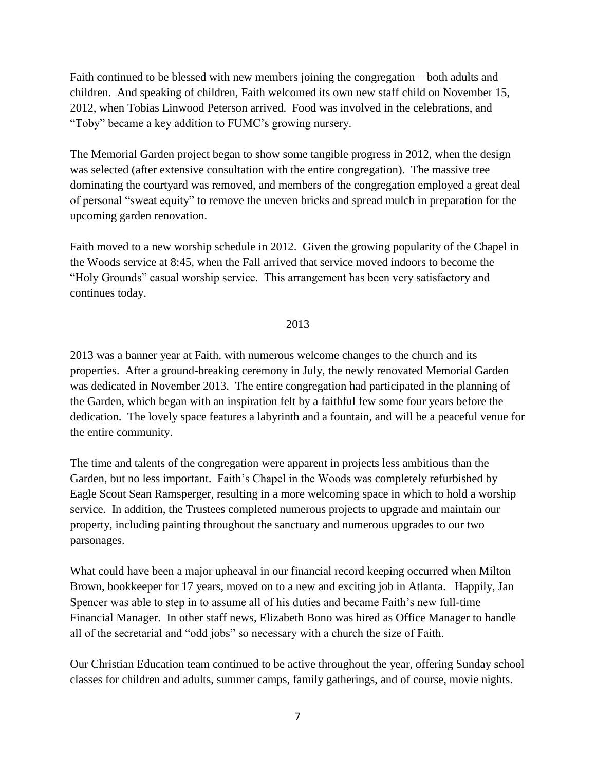Faith continued to be blessed with new members joining the congregation – both adults and children. And speaking of children, Faith welcomed its own new staff child on November 15, 2012, when Tobias Linwood Peterson arrived. Food was involved in the celebrations, and "Toby" became a key addition to FUMC's growing nursery.

The Memorial Garden project began to show some tangible progress in 2012, when the design was selected (after extensive consultation with the entire congregation). The massive tree dominating the courtyard was removed, and members of the congregation employed a great deal of personal "sweat equity" to remove the uneven bricks and spread mulch in preparation for the upcoming garden renovation.

Faith moved to a new worship schedule in 2012. Given the growing popularity of the Chapel in the Woods service at 8:45, when the Fall arrived that service moved indoors to become the "Holy Grounds" casual worship service. This arrangement has been very satisfactory and continues today.

## 2013

2013 was a banner year at Faith, with numerous welcome changes to the church and its properties. After a ground-breaking ceremony in July, the newly renovated Memorial Garden was dedicated in November 2013. The entire congregation had participated in the planning of the Garden, which began with an inspiration felt by a faithful few some four years before the dedication. The lovely space features a labyrinth and a fountain, and will be a peaceful venue for the entire community.

The time and talents of the congregation were apparent in projects less ambitious than the Garden, but no less important. Faith's Chapel in the Woods was completely refurbished by Eagle Scout Sean Ramsperger, resulting in a more welcoming space in which to hold a worship service. In addition, the Trustees completed numerous projects to upgrade and maintain our property, including painting throughout the sanctuary and numerous upgrades to our two parsonages.

What could have been a major upheaval in our financial record keeping occurred when Milton Brown, bookkeeper for 17 years, moved on to a new and exciting job in Atlanta. Happily, Jan Spencer was able to step in to assume all of his duties and became Faith's new full-time Financial Manager. In other staff news, Elizabeth Bono was hired as Office Manager to handle all of the secretarial and "odd jobs" so necessary with a church the size of Faith.

Our Christian Education team continued to be active throughout the year, offering Sunday school classes for children and adults, summer camps, family gatherings, and of course, movie nights.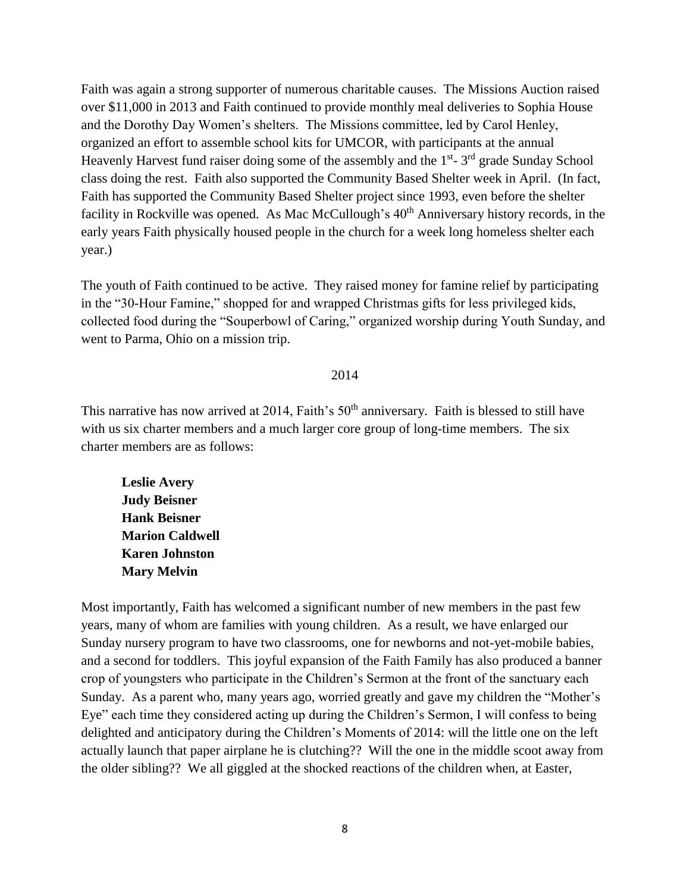Faith was again a strong supporter of numerous charitable causes. The Missions Auction raised over $11,000 in 2013 and Faith continued to provide monthly meal deliveries to Sophia House and the Dorothy Day Women's shelters. The Missions committee, led by Carol Henley, organized an effort to assemble school kits for UMCOR, with participants at the annual Heavenly Harvest fund raiser doing some of the assembly and the 1st- 3rd grade Sunday School class doing the rest. Faith also supported the Community Based Shelter week in April. (In fact, Faith has supported the Community Based Shelter project since 1993, even before the shelter facility in Rockville was opened. As Mac McCullough's 40th Anniversary history records, in the early years Faith physically housed people in the church for a week long homeless shelter each year.)

The youth of Faith continued to be active. They raised money for famine relief by participating in the "30-Hour Famine," shopped for and wrapped Christmas gifts for less privileged kids, collected food during the "Souperbowl of Caring," organized worship during Youth Sunday, and went to Parma, Ohio on a mission trip.

## 2014

This narrative has now arrived at 2014, Faith's 50th anniversary. Faith is blessed to still have with us six charter members and a much larger core group of long-time members. The six charter members are as follows:

**Leslie Avery**
**Judy Beisner**
**Hank Beisner**
**Marion Caldwell**
**Karen Johnston**
**Mary Melvin**

Most importantly, Faith has welcomed a significant number of new members in the past few years, many of whom are families with young children. As a result, we have enlarged our Sunday nursery program to have two classrooms, one for newborns and not-yet-mobile babies, and a second for toddlers. This joyful expansion of the Faith Family has also produced a banner crop of youngsters who participate in the Children's Sermon at the front of the sanctuary each Sunday. As a parent who, many years ago, worried greatly and gave my children the "Mother's Eye" each time they considered acting up during the Children's Sermon, I will confess to being delighted and anticipatory during the Children's Moments of 2014: will the little one on the left actually launch that paper airplane he is clutching?? Will the one in the middle scoot away from the older sibling?? We all giggled at the shocked reactions of the children when, at Easter,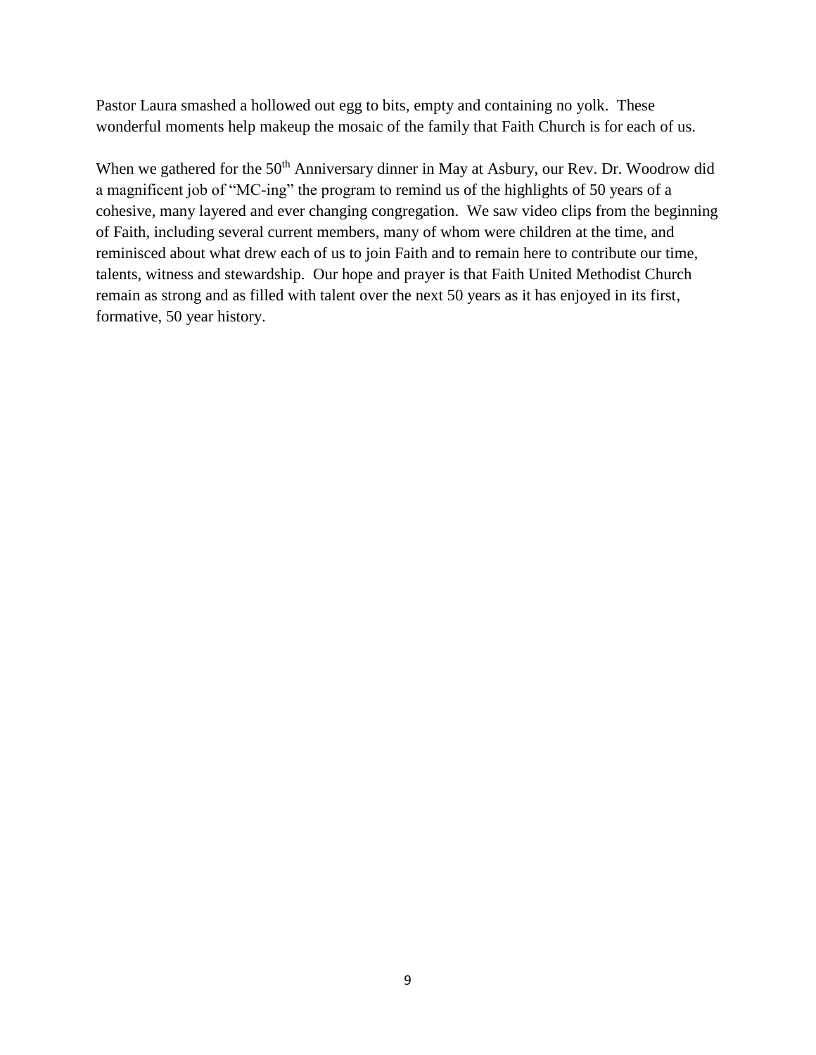Pastor Laura smashed a hollowed out egg to bits, empty and containing no yolk. These wonderful moments help makeup the mosaic of the family that Faith Church is for each of us.

When we gathered for the 50th Anniversary dinner in May at Asbury, our Rev. Dr. Woodrow did a magnificent job of "MC-ing" the program to remind us of the highlights of 50 years of a cohesive, many layered and ever changing congregation. We saw video clips from the beginning of Faith, including several current members, many of whom were children at the time, and reminisced about what drew each of us to join Faith and to remain here to contribute our time, talents, witness and stewardship. Our hope and prayer is that Faith United Methodist Church remain as strong and as filled with talent over the next 50 years as it has enjoyed in its first, formative, 50 year history.